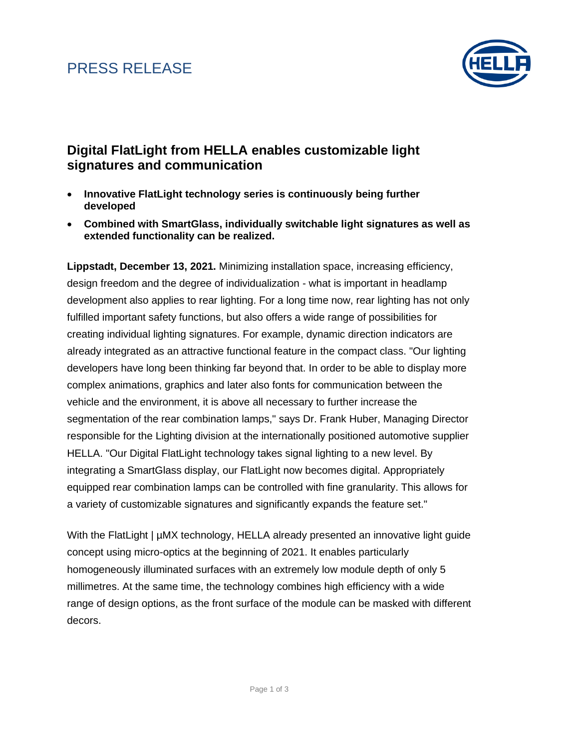PRESS RELEASE

# Digital FlatLight from HELLA enables customizable light signatures and communication

- **Innovative FlatLight technology series is continuously being further developed**
- **Combined with SmartGlass, individually switchable light signatures as well as extended functionality can be realized.**

**Lippstadt, December 13, 2021.** Minimizing installation space, increasing efficiency, design freedom and the degree of individualization - what is important in headlamp development also applies to rear lighting. For a long time now, rear lighting has not only fulfilled important safety functions, but also offers a wide range of possibilities for creating individual lighting signatures. For example, dynamic direction indicators are already integrated as an attractive functional feature in the compact class. "Our lighting developers have long been thinking far beyond that. In order to be able to display more complex animations, graphics and later also fonts for communication between the vehicle and the environment, it is above all necessary to further increase the segmentation of the rear combination lamps," says Dr. Frank Huber, Managing Director responsible for the Lighting division at the internationally positioned automotive supplier HELLA. "Our Digital FlatLight technology takes signal lighting to a new level. By integrating a SmartGlass display, our FlatLight now becomes digital. Appropriately equipped rear combination lamps can be controlled with fine granularity. This allows for a variety of customizable signatures and significantly expands the feature set."

With the FlatLight | µMX technology, HELLA already presented an innovative light guide concept using micro-optics at the beginning of 2021. It enables particularly homogeneously illuminated surfaces with an extremely low module depth of only 5 millimetres. At the same time, the technology combines high efficiency with a wide range of design options, as the front surface of the module can be masked with different decors.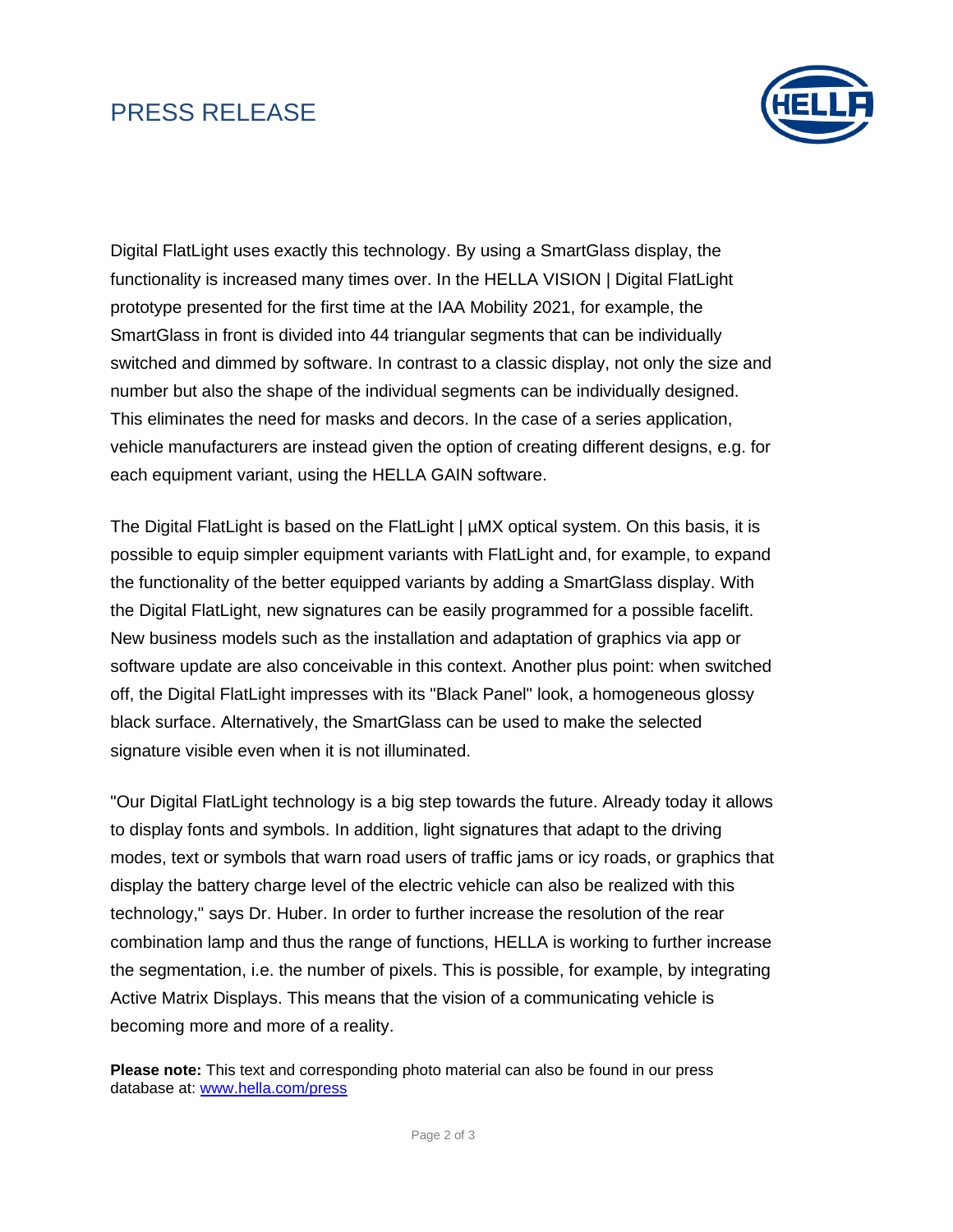Digital FlatLight uses exactly this technology. By using a SmartGlass display, the functionality is increased many times over. In the HELLA VISION | Digital FlatLight prototype presented for the first time at the IAA Mobility 2021, for example, the SmartGlass in front is divided into 44 triangular segments that can be individually switched and dimmed by software. In contrast to a classic display, not only the size and number but also the shape of the individual segments can be individually designed. This eliminates the need for masks and decors. In the case of a series application, vehicle manufacturers are instead given the option of creating different designs, e.g. for each equipment variant, using the HELLA GAIN software.

The Digital FlatLight is based on the FlatLight | µMX optical system. On this basis, it is possible to equip simpler equipment variants with FlatLight and, for example, to expand the functionality of the better equipped variants by adding a SmartGlass display. With the Digital FlatLight, new signatures can be easily programmed for a possible facelift. New business models such as the installation and adaptation of graphics via app or software update are also conceivable in this context. Another plus point: when switched off, the Digital FlatLight impresses with its "Black Panel" look, a homogeneous glossy black surface. Alternatively, the SmartGlass can be used to make the selected signature visible even when it is not illuminated.

"Our Digital FlatLight technology is a big step towards the future. Already today it allows to display fonts and symbols. In addition, light signatures that adapt to the driving modes, text or symbols that warn road users of traffic jams or icy roads, or graphics that display the battery charge level of the electric vehicle can also be realized with this technology," says Dr. Huber. In order to further increase the resolution of the rear combination lamp and thus the range of functions, HELLA is working to further increase the segmentation, i.e. the number of pixels. This is possible, for example, by integrating Active Matrix Displays. This means that the vision of a communicating vehicle is becoming more and more of a reality.

**Please note:** This text and corresponding photo material can also be found in our press database at: www.hella.com/press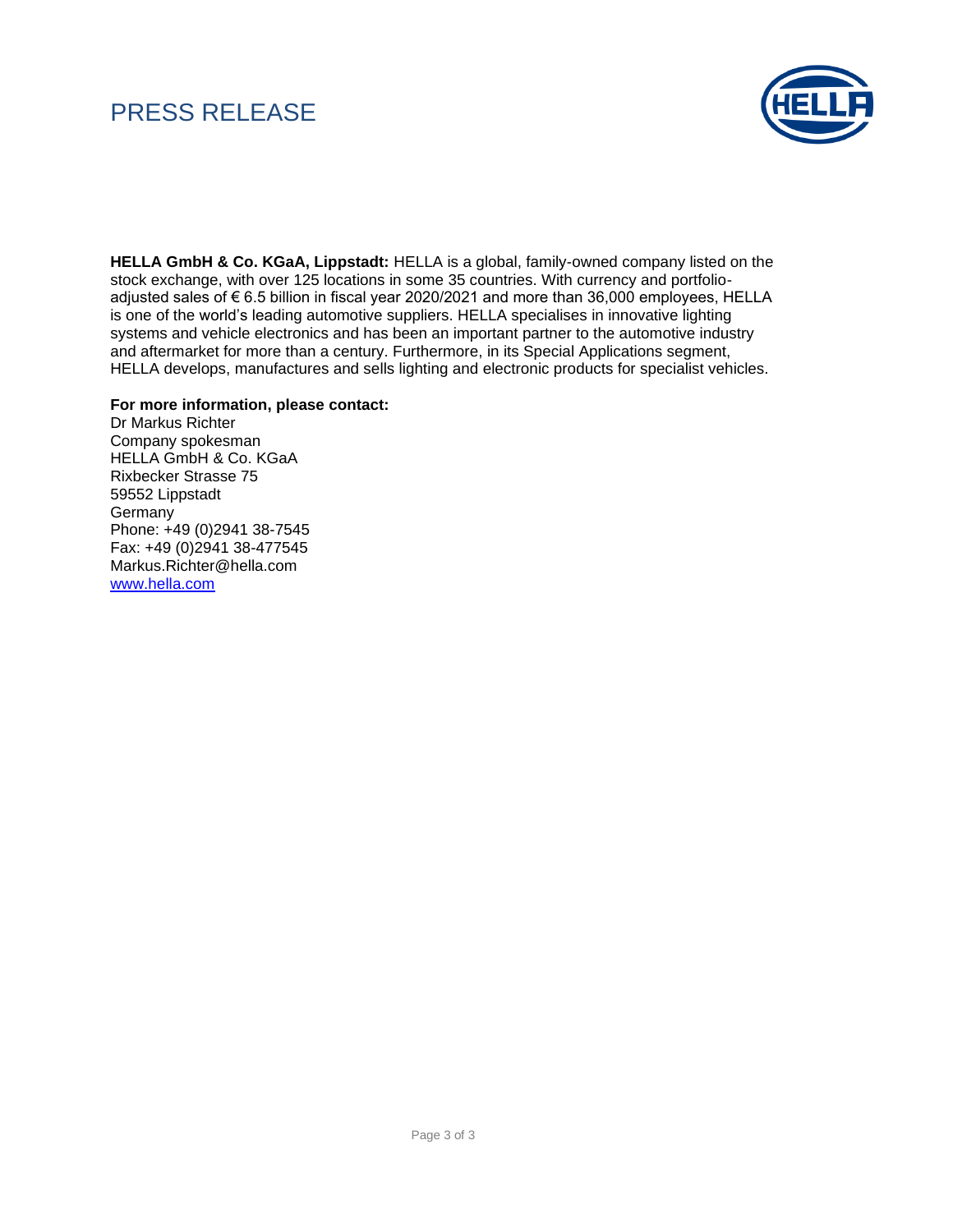**HELLA GmbH & Co. KGaA, Lippstadt:** HELLA is a global, family-owned company listed on the stock exchange, with over 125 locations in some 35 countries. With currency and portfolio-adjusted sales of € 6.5 billion in fiscal year 2020/2021 and more than 36,000 employees, HELLA is one of the world's leading automotive suppliers. HELLA specialises in innovative lighting systems and vehicle electronics and has been an important partner to the automotive industry and aftermarket for more than a century. Furthermore, in its Special Applications segment, HELLA develops, manufactures and sells lighting and electronic products for specialist vehicles.

**For more information, please contact:**
Dr Markus Richter
Company spokesman
HELLA GmbH & Co. KGaA
Rixbecker Strasse 75
59552 Lippstadt
Germany
Phone: +49 (0)2941 38-7545
Fax: +49 (0)2941 38-477545
Markus.Richter@hella.com
[www.hella.com](http://www.hella.com)